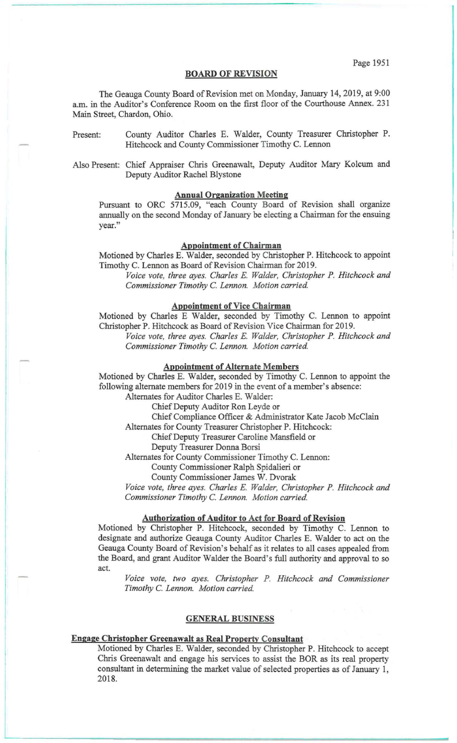## BOARD OF REVISION

The Geauga County Board of Revision met on Monday, January 14, 2019, at 9:00 a.m. in the Auditor's Conference Room on the first floor of the Courthouse Annex. 231 Main Street, Chardon, Ohio.

Present: County Auditor Charles E. Walder, County Treasurer Christopher P. Hitchcock and County Commissioner Timothy C. Lennon

Also Present: Chief Appraiser Chris Greenawalt, Deputy Auditor Mary Kolcum and Deputy Auditor Rachel Blystone

### Annual Organization Meeting

Pursuant to ORC 5715.09, "each County Board of Revision shall organize annually on the second Monday of January be electing a Chairman for the ensuing year."

### Appointment of Chairman

Motioned by Charles E. Walder, seconded by Christopher P. Hitchcock to appoint Timothy C. Lennon as Board of Revision Chairman for 2019.

*Voice vote, three ayes. Charles E. Walder, Christopher P. Hitchcock and Commissioner Timothy C. Lennon. Motion carried.*

### Appointment of Vice Chairman

Motioned by Charles E Walder, seconded by Timothy C. Lennon to appoint Christopher P. Hitchcock as Board of Revision Vice Chairman for 2019.

*Voice vote, three ayes. Charles E. Walder, Christopher P. Hitchcock and Commissioner Timothy C. Lennon. Motion carried.*

### Appointment of Alternate Members

Motioned by Charles E. Walder, seconded by Timothy C. Lennon to appoint the following alternate members for 2019 in the event of a member's absence:

Alternates for Auditor Charles E. Walder:
- Chief Deputy Auditor Ron Leyde or
- Chief Compliance Officer & Administrator Kate Jacob McClain

Alternates for County Treasurer Christopher P. Hitchcock:
- Chief Deputy Treasurer Caroline Mansfield or
- Deputy Treasurer Donna Borsi

Alternates for County Commissioner Timothy C. Lennon:
- County Commissioner Ralph Spidalieri or
- County Commissioner James W. Dvorak

*Voice vote, three ayes. Charles E. Walder, Christopher P. Hitchcock and Commissioner Timothy C. Lennon. Motion carried.*

### Authorization of Auditor to Act for Board of Revision

Motioned by Christopher P. Hitchcock, seconded by Timothy C. Lennon to designate and authorize Geauga County Auditor Charles E. Walder to act on the Geauga County Board of Revision's behalf as it relates to all cases appealed from the Board, and grant Auditor Walder the Board's full authority and approval to so act.

*Voice vote, two ayes. Christopher P. Hitchcock and Commissioner Timothy C. Lennon. Motion carried.*

## GENERAL BUSINESS

### Engage Christopher Greenawalt as Real Property Consultant

Motioned by Charles E. Walder, seconded by Christopher P. Hitchcock to accept Chris Greenawalt and engage his services to assist the BOR as its real property consultant in determining the market value of selected properties as of January 1, 2018.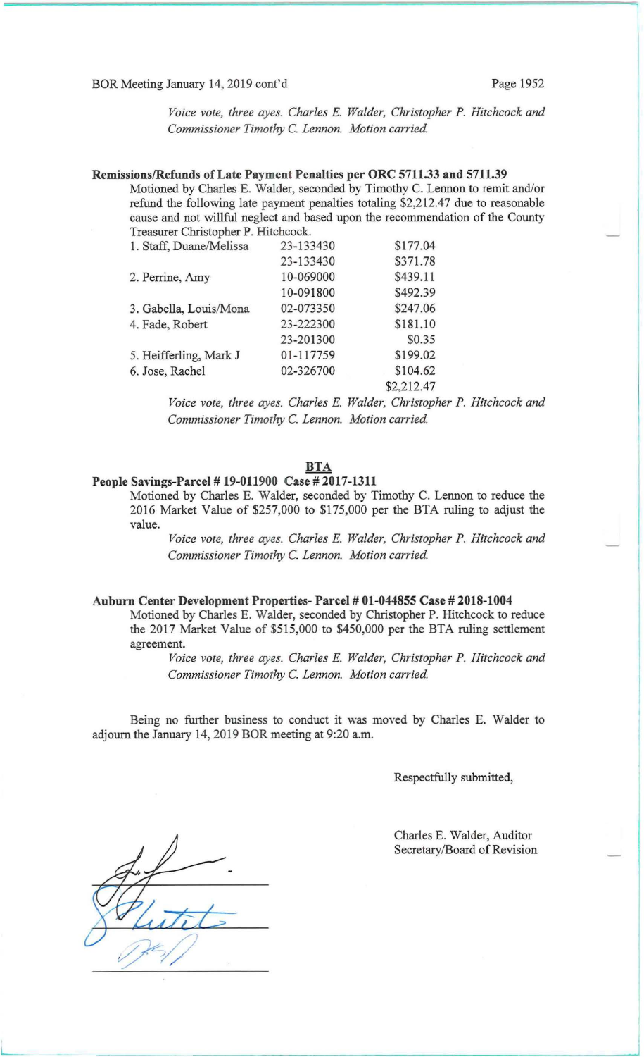*Voice vote, three ayes. Charles E. Walder, Christopher P. Hitchcock and Commissioner Timothy C. Lennon. Motion carried.*

**Remissions/Refunds of Late Payment Penalties per ORC 5711.33 and 5711.39**

Motioned by Charles E. Walder, seconded by Timothy C. Lennon to remit and/or refund the following late payment penalties totaling $2,212.47 due to reasonable cause and not willful neglect and based upon the recommendation of the County Treasurer Christopher P. Hitchcock.

| | | |
|---|---|---|
| 1. Staff, Duane/Melissa | 23-133430 | $177.04 |
| | 23-133430 | $371.78 |
| 2. Perrine, Amy | 10-069000 | $439.11 |
| | 10-091800 | $492.39 |
| 3. Gabella, Louis/Mona | 02-073350 | $247.06 |
| 4. Fade, Robert | 23-222300 | $181.10 |
| | 23-201300 | $0.35 |
| 5. Heifferling, Mark J | 01-117759 | $199.02 |
| 6. Jose, Rachel | 02-326700 | $104.62 |
| | | $2,212.47 |

*Voice vote, three ayes. Charles E. Walder, Christopher P. Hitchcock and Commissioner Timothy C. Lennon. Motion carried.*

**BTA**

**People Savings-Parcel # 19-011900 Case # 2017-1311**

Motioned by Charles E. Walder, seconded by Timothy C. Lennon to reduce the 2016 Market Value of $257,000 to $175,000 per the BTA ruling to adjust the value.

*Voice vote, three ayes. Charles E. Walder, Christopher P. Hitchcock and Commissioner Timothy C. Lennon. Motion carried.*

**Auburn Center Development Properties- Parcel # 01-044855 Case # 2018-1004**

Motioned by Charles E. Walder, seconded by Christopher P. Hitchcock to reduce the 2017 Market Value of $515,000 to $450,000 per the BTA ruling settlement agreement.

*Voice vote, three ayes. Charles E. Walder, Christopher P. Hitchcock and Commissioner Timothy C. Lennon. Motion carried.*

Being no further business to conduct it was moved by Charles E. Walder to adjourn the January 14, 2019 BOR meeting at 9:20 a.m.

Respectfully submitted,

Charles E. Walder, Auditor
Secretary/Board of Revision